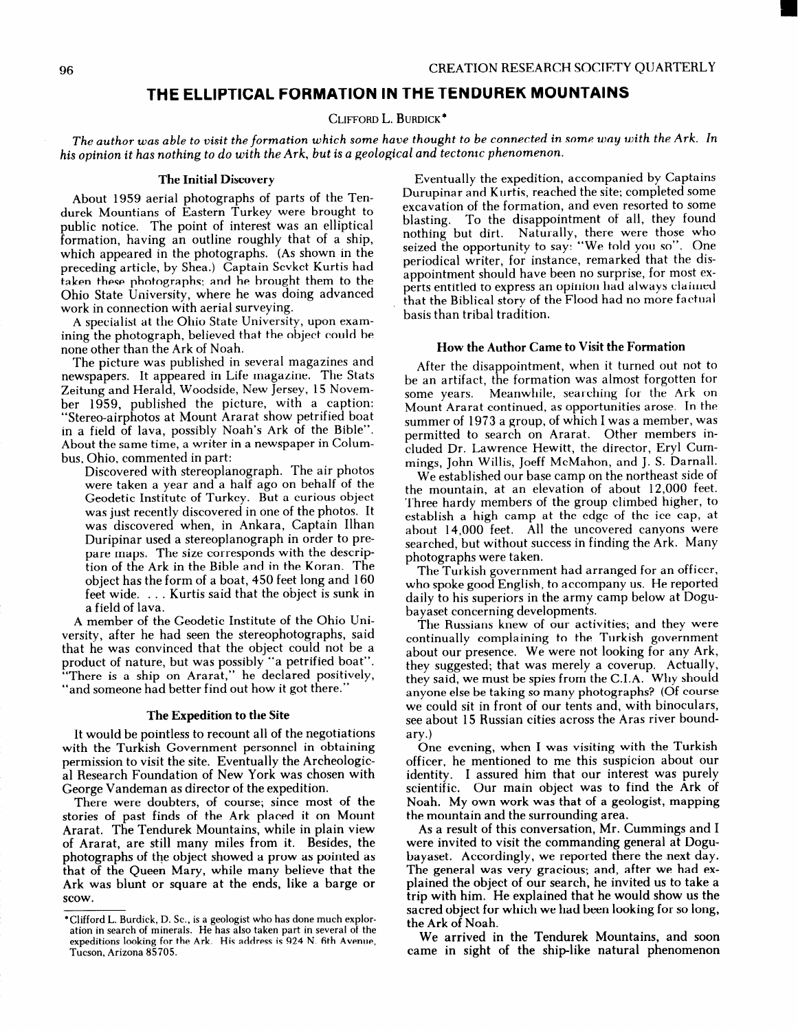# THE ELLIPTICAL FORMATION IN THE TENDUREK MOUNTAINS

CLIFFORD L. BURDICK*

*The author was able to visit the formation which some have thought to be connected in some way with the Ark. In his opinion it has nothing to do with the Ark, but is a geological and tectonic phenomenon.*

### The Initial Discovery

About 1959 aerial photographs of parts of the Tendurek Mountains of Eastern Turkey were brought to public notice. The point of interest was an elliptical formation, having an outline roughly that of a ship, which appeared in the photographs. (As shown in the preceding article, by Shea.) Captain Sevket Kurtis had taken these photographs; and he brought them to the Ohio State University, where he was doing advanced work in connection with aerial surveying.

A specialist at the Ohio State University, upon examining the photograph, believed that the object could be none other than the Ark of Noah.

The picture was published in several magazines and newspapers. It appeared in Life magazine. The Stats Zeitung and Herald, Woodside, New Jersey, 15 November 1959, published the picture, with a caption: "Stereo-airphotos at Mount Ararat show petrified boat in a field of lava, possibly Noah's Ark of the Bible". About the same time, a writer in a newspaper in Columbus, Ohio, commented in part:

> Discovered with stereoplanograph. The air photos were taken a year and a half ago on behalf of the Geodetic Institute of Turkey. But a curious object was just recently discovered in one of the photos. It was discovered when, in Ankara, Captain Ilhan Duripinar used a stereoplanograph in order to prepare maps. The size corresponds with the description of the Ark in the Bible and in the Koran. The object has the form of a boat, 450 feet long and 160 feet wide. . . . Kurtis said that the object is sunk in a field of lava.

A member of the Geodetic Institute of the Ohio University, after he had seen the stereophotographs, said that he was convinced that the object could not be a product of nature, but was possibly "a petrified boat". "There is a ship on Ararat," he declared positively, "and someone had better find out how it got there."

### The Expedition to the Site

It would be pointless to recount all of the negotiations with the Turkish Government personnel in obtaining permission to visit the site. Eventually the Archeological Research Foundation of New York was chosen with George Vandeman as director of the expedition.

There were doubters, of course; since most of the stories of past finds of the Ark placed it on Mount Ararat. The Tendurek Mountains, while in plain view of Ararat, are still many miles from it. Besides, the photographs of the object showed a prow as pointed as that of the Queen Mary, while many believe that the Ark was blunt or square at the ends, like a barge or scow.

Eventually the expedition, accompanied by Captains Durupinar and Kurtis, reached the site; completed some excavation of the formation, and even resorted to some blasting. To the disappointment of all, they found nothing but dirt. Naturally, there were those who seized the opportunity to say: "We told you so". One periodical writer, for instance, remarked that the disappointment should have been no surprise, for most experts entitled to express an opinion had always claimed that the Biblical story of the Flood had no more factual basis than tribal tradition.

### How the Author Came to Visit the Formation

After the disappointment, when it turned out not to be an artifact, the formation was almost forgotten for some years. Meanwhile, searching for the Ark on Mount Ararat continued, as opportunities arose. In the summer of 1973 a group, of which I was a member, was permitted to search on Ararat. Other members included Dr. Lawrence Hewitt, the director, Eryl Cummings, John Willis, Joeff McMahon, and J. S. Darnall.

We established our base camp on the northeast side of the mountain, at an elevation of about 12,000 feet. Three hardy members of the group climbed higher, to establish a high camp at the edge of the ice cap, at about 14,000 feet. All the uncovered canyons were searched, but without success in finding the Ark. Many photographs were taken.

The Turkish government had arranged for an officer, who spoke good English, to accompany us. He reported daily to his superiors in the army camp below at Dogubayaset concerning developments.

The Russians knew of our activities; and they were continually complaining to the Turkish government about our presence. We were not looking for any Ark, they suggested; that was merely a coverup. Actually, they said, we must be spies from the C.I.A. Why should anyone else be taking so many photographs? (Of course we could sit in front of our tents and, with binoculars, see about 15 Russian cities across the Aras river boundary.)

One evening, when I was visiting with the Turkish officer, he mentioned to me this suspicion about our identity. I assured him that our interest was purely scientific. Our main object was to find the Ark of Noah. My own work was that of a geologist, mapping the mountain and the surrounding area.

As a result of this conversation, Mr. Cummings and I were invited to visit the commanding general at Dogubayaset. Accordingly, we reported there the next day. The general was very gracious; and, after we had explained the object of our search, he invited us to take a trip with him. He explained that he would show us the sacred object for which we had been looking for so long, the Ark of Noah.

We arrived in the Tendurek Mountains, and soon came in sight of the ship-like natural phenomenon

---

*Clifford L. Burdick, D. Sc., is a geologist who has done much exploration in search of minerals. He has also taken part in several of the expeditions looking for the Ark. His address is 924 N. 6th Avenue, Tucson, Arizona 85705.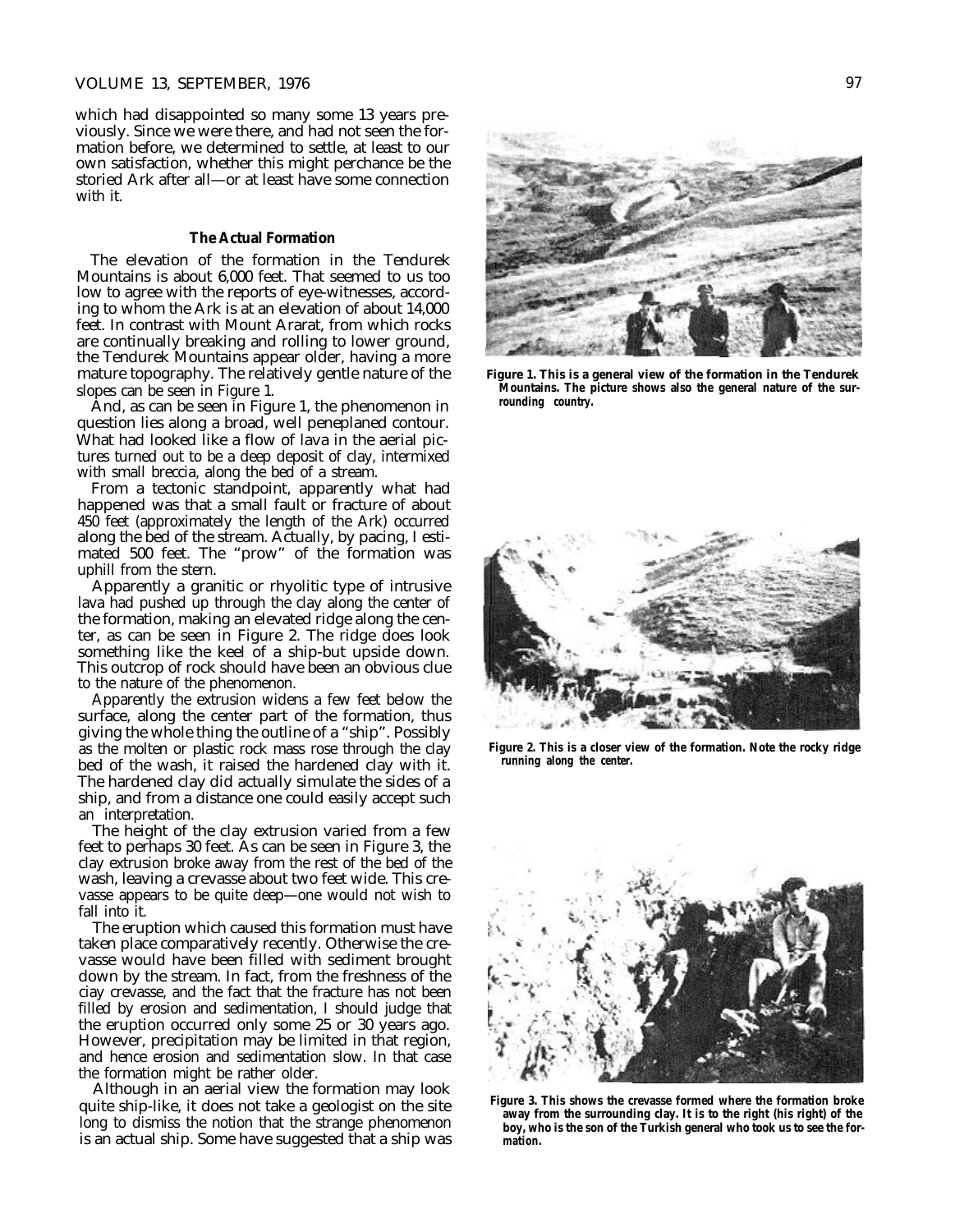which had disappointed so many some 13 years previously. Since we were there, and had not seen the formation before, we determined to settle, at least to our own satisfaction, whether this might perchance be the storied Ark after all—or at least have some connection with it.

### The Actual Formation

The elevation of the formation in the Tendurek Mountains is about 6,000 feet. That seemed to us too low to agree with the reports of eye-witnesses, according to whom the Ark is at an elevation of about 14,000 feet. In contrast with Mount Ararat, from which rocks are continually breaking and rolling to lower ground, the Tendurek Mountains appear older, having a more mature topography. The relatively gentle nature of the slopes can be seen in Figure 1.

And, as can be seen in Figure 1, the phenomenon in question lies along a broad, well peneplaned contour. What had looked like a flow of lava in the aerial pictures turned out to be a deep deposit of clay, intermixed with small breccia, along the bed of a stream.

From a tectonic standpoint, apparently what had happened was that a small fault or fracture of about 450 feet (approximately the length of the Ark) occurred along the bed of the stream. Actually, by pacing, I estimated 500 feet. The "prow" of the formation was uphill from the stern.

Apparently a granitic or rhyolitic type of intrusive lava had pushed up through the clay along the center of the formation, making an elevated ridge along the center, as can be seen in Figure 2. The ridge does look something like the keel of a ship-but upside down. This outcrop of rock should have been an obvious clue to the nature of the phenomenon.

Apparently the extrusion widens a few feet below the surface, along the center part of the formation, thus giving the whole thing the outline of a "ship". Possibly as the molten or plastic rock mass rose through the clay bed of the wash, it raised the hardened clay with it. The hardened clay did actually simulate the sides of a ship, and from a distance one could easily accept such an interpretation.

The height of the clay extrusion varied from a few feet to perhaps 30 feet. As can be seen in Figure 3, the clay extrusion broke away from the rest of the bed of the wash, leaving a crevasse about two feet wide. This crevasse appears to be quite deep—one would not wish to fall into it.

The eruption which caused this formation must have taken place comparatively recently. Otherwise the crevasse would have been filled with sediment brought down by the stream. In fact, from the freshness of the ciay crevasse, and the fact that the fracture has not been filled by erosion and sedimentation, I should judge that the eruption occurred only some 25 or 30 years ago. However, precipitation may be limited in that region, and hence erosion and sedimentation slow. In that case the formation might be rather older.

Although in an aerial view the formation may look quite ship-like, it does not take a geologist on the site long to dismiss the notion that the strange phenomenon is an actual ship. Some have suggested that a ship was

**Figure 1. This is a general view of the formation in the Tendurek Mountains. The picture shows also the general nature of the surrounding country.**

**Figure 2. This is a closer view of the formation. Note the rocky ridge running along the center.**

**Figure 3. This shows the crevasse formed where the formation broke away from the surrounding clay. It is to the right (his right) of the boy, who is the son of the Turkish general who took us to see the formation.**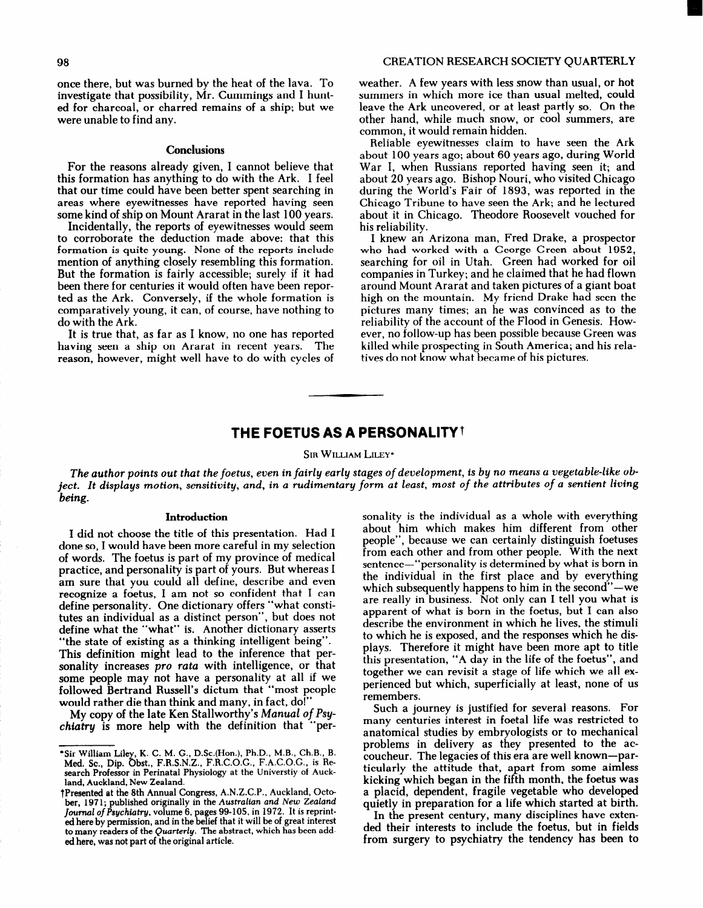once there, but was burned by the heat of the lava. To investigate that possibility, Mr. Cummings and I hunted for charcoal, or charred remains of a ship; but we were unable to find any.

### Conclusions

For the reasons already given, I cannot believe that this formation has anything to do with the Ark. I feel that our time could have been better spent searching in areas where eyewitnesses have reported having seen some kind of ship on Mount Ararat in the last 100 years.

Incidentally, the reports of eyewitnesses would seem to corroborate the deduction made above: that this formation is quite young. None of the reports include mention of anything closely resembling this formation. But the formation is fairly accessible; surely if it had been there for centuries it would often have been reported as the Ark. Conversely, if the whole formation is comparatively young, it can, of course, have nothing to do with the Ark.

It is true that, as far as I know, no one has reported having seen a ship on Ararat in recent years. The reason, however, might well have to do with cycles of weather. A few years with less snow than usual, or hot summers in which more ice than usual melted, could leave the Ark uncovered, or at least partly so. On the other hand, while much snow, or cool summers, are common, it would remain hidden.

Reliable eyewitnesses claim to have seen the Ark about 100 years ago; about 60 years ago, during World War I, when Russians reported having seen it; and about 20 years ago. Bishop Nouri, who visited Chicago during the World's Fair of 1893, was reported in the Chicago Tribune to have seen the Ark; and he lectured about it in Chicago. Theodore Roosevelt vouched for his reliability.

I knew an Arizona man, Fred Drake, a prospector who had worked with a George Green about 1952, searching for oil in Utah. Green had worked for oil companies in Turkey; and he claimed that he had flown around Mount Ararat and taken pictures of a giant boat high on the mountain. My friend Drake had seen the pictures many times; an he was convinced as to the reliability of the account of the Flood in Genesis. However, no follow-up has been possible because Green was killed while prospecting in South America; and his relatives do not know what became of his pictures.

---

# THE FOETUS AS A PERSONALITY†

SIR WILLIAM LILEY*

*The author points out that the foetus, even in fairly early stages of development, is by no means a vegetable-like object. It displays motion, sensitivity, and, in a rudimentary form at least, most of the attributes of a sentient living being.*

### Introduction

I did not choose the title of this presentation. Had I done so, I would have been more careful in my selection of words. The foetus is part of my province of medical practice, and personality is part of yours. But whereas I am sure that you could all define, describe and even recognize a foetus, I am not so confident that I can define personality. One dictionary offers "what constitutes an individual as a distinct person", but does not define what the "what" is. Another dictionary asserts "the state of existing as a thinking intelligent being". This definition might lead to the inference that personality increases *pro rata* with intelligence, or that some people may not have a personality at all if we followed Bertrand Russell's dictum that "most people would rather die than think and many, in fact, do!"

My copy of the late Ken Stallworthy's *Manual of Psychiatry* is more help with the definition that "personality is the individual as a whole with everything about him which makes him different from other people", because we can certainly distinguish foetuses from each other and from other people. With the next sentence—"personality is determined by what is born in the individual in the first place and by everything which subsequently happens to him in the second"—we are really in business. Not only can I tell you what is apparent of what is born in the foetus, but I can also describe the environment in which he lives, the stimuli to which he is exposed, and the responses which he displays. Therefore it might have been more apt to title this presentation, "A day in the life of the foetus", and together we can revisit a stage of life which we all experienced but which, superficially at least, none of us remembers.

Such a journey is justified for several reasons. For many centuries interest in foetal life was restricted to anatomical studies by embryologists or to mechanical problems in delivery as they presented to the accoucheur. The legacies of this era are well known—particularly the attitude that, apart from some aimless kicking which began in the fifth month, the foetus was a placid, dependent, fragile vegetable who developed quietly in preparation for a life which started at birth.

In the present century, many disciplines have extended their interests to include the foetus, but in fields from surgery to psychiatry the tendency has been to

---

*Sir William Liley, K. C. M. G., D.Sc.(Hon.), Ph.D., M.B., Ch.B., B. Med. Sc., Dip. Obst., F.R.S.N.Z., F.R.C.O.G., F.A.C.O.G., is Research Professor in Perinatal Physiology at the Universtiy of Auckland, Auckland, New Zealand.

†Presented at the 8th Annual Congress, A.N.Z.C.P., Auckland, October, 1971; published originally in the *Australian and New Zealand Journal of Psychiatry*, volume 6, pages 99-105, in 1972. It is reprinted here by permission, and in the belief that it will be of great interest to many readers of the *Quarterly*. The abstract, which has been added here, was not part of the original article.